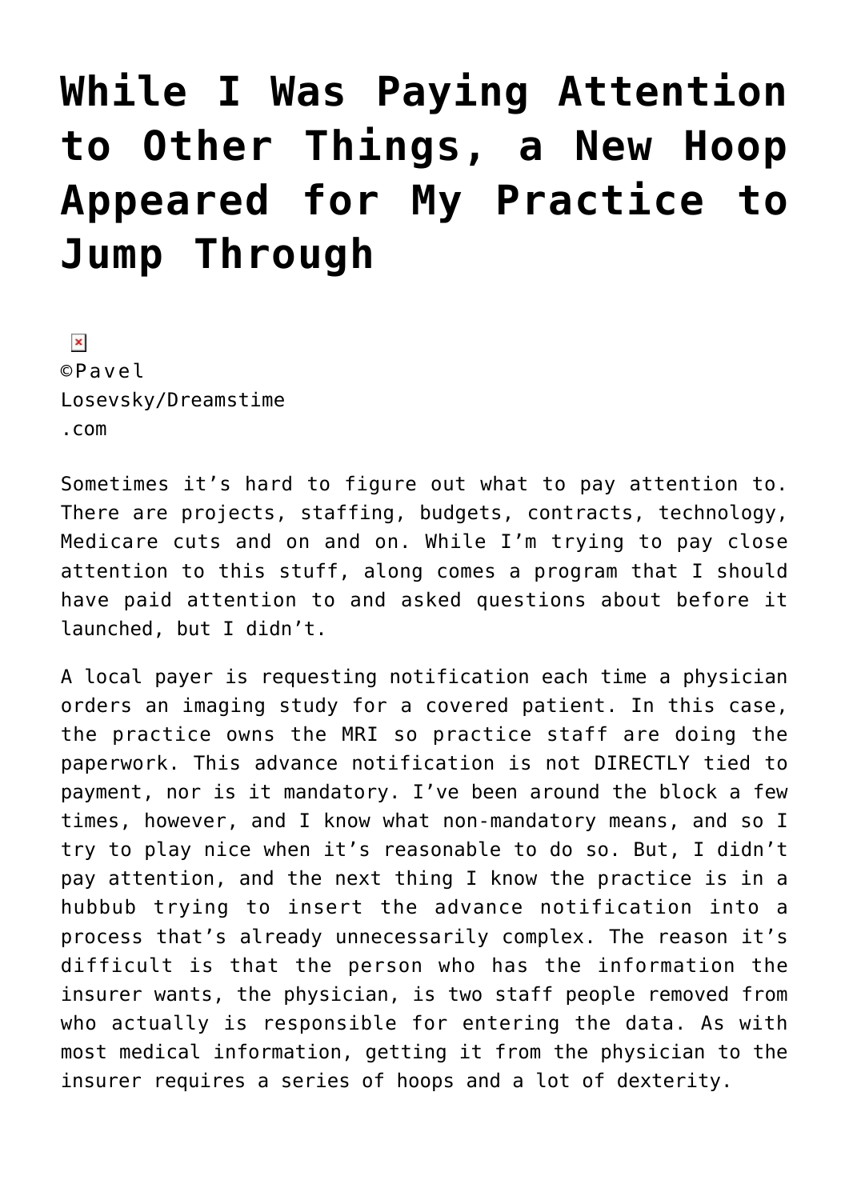# While I Was Paying Attention to Other Things, a New Hoop Appeared for My Practice to Jump Through

©Pavel Losevsky/Dreamstime.com

Sometimes it's hard to figure out what to pay attention to. There are projects, staffing, budgets, contracts, technology, Medicare cuts and on and on. While I'm trying to pay close attention to this stuff, along comes a program that I should have paid attention to and asked questions about before it launched, but I didn't.

A local payer is requesting notification each time a physician orders an imaging study for a covered patient. In this case, the practice owns the MRI so practice staff are doing the paperwork. This advance notification is not DIRECTLY tied to payment, nor is it mandatory. I've been around the block a few times, however, and I know what non-mandatory means, and so I try to play nice when it's reasonable to do so. But, I didn't pay attention, and the next thing I know the practice is in a hubbub trying to insert the advance notification into a process that's already unnecessarily complex. The reason it's difficult is that the person who has the information the insurer wants, the physician, is two staff people removed from who actually is responsible for entering the data. As with most medical information, getting it from the physician to the insurer requires a series of hoops and a lot of dexterity.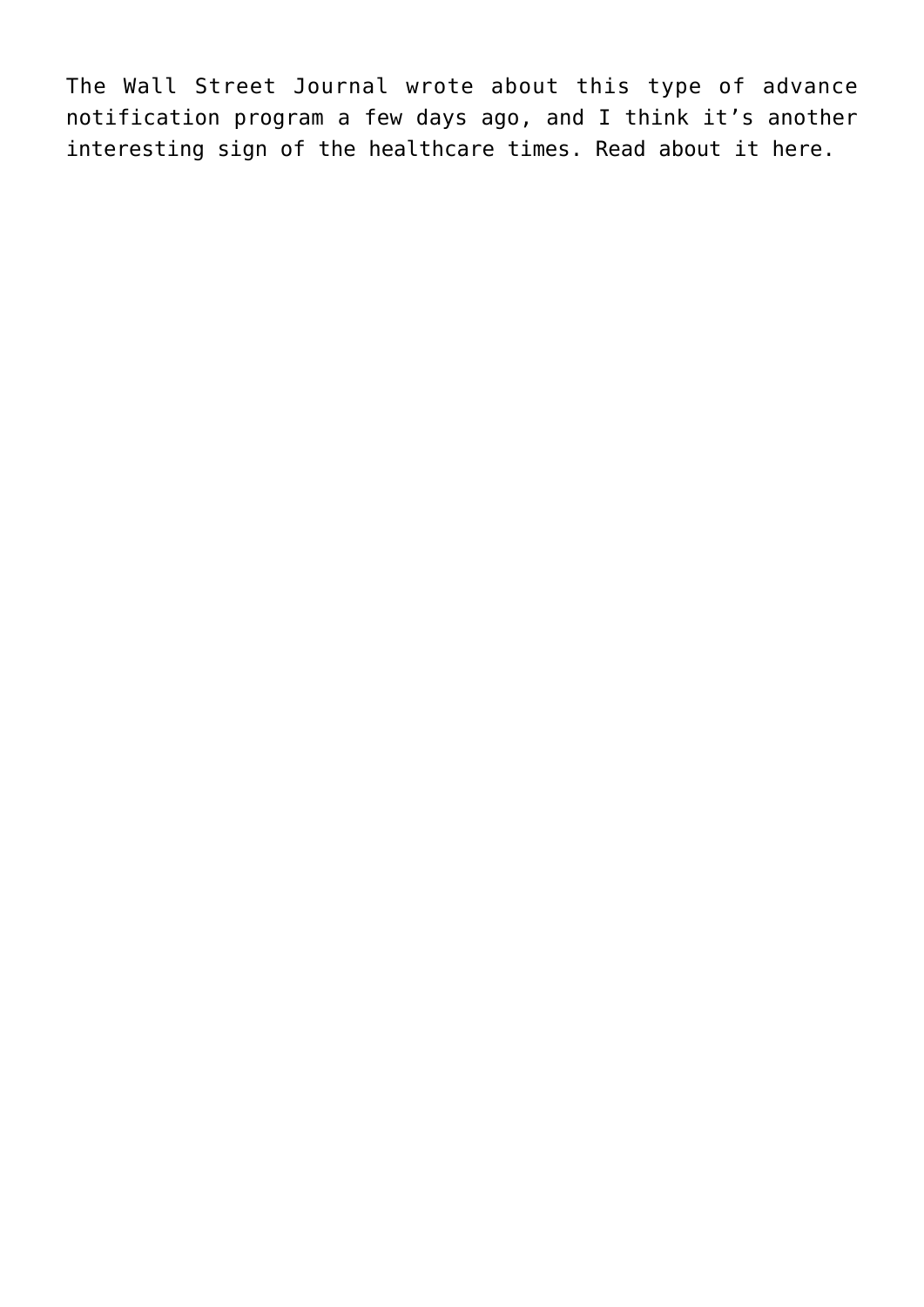The Wall Street Journal wrote about this type of advance notification program a few days ago, and I think it's another interesting sign of the healthcare times. Read about it here.